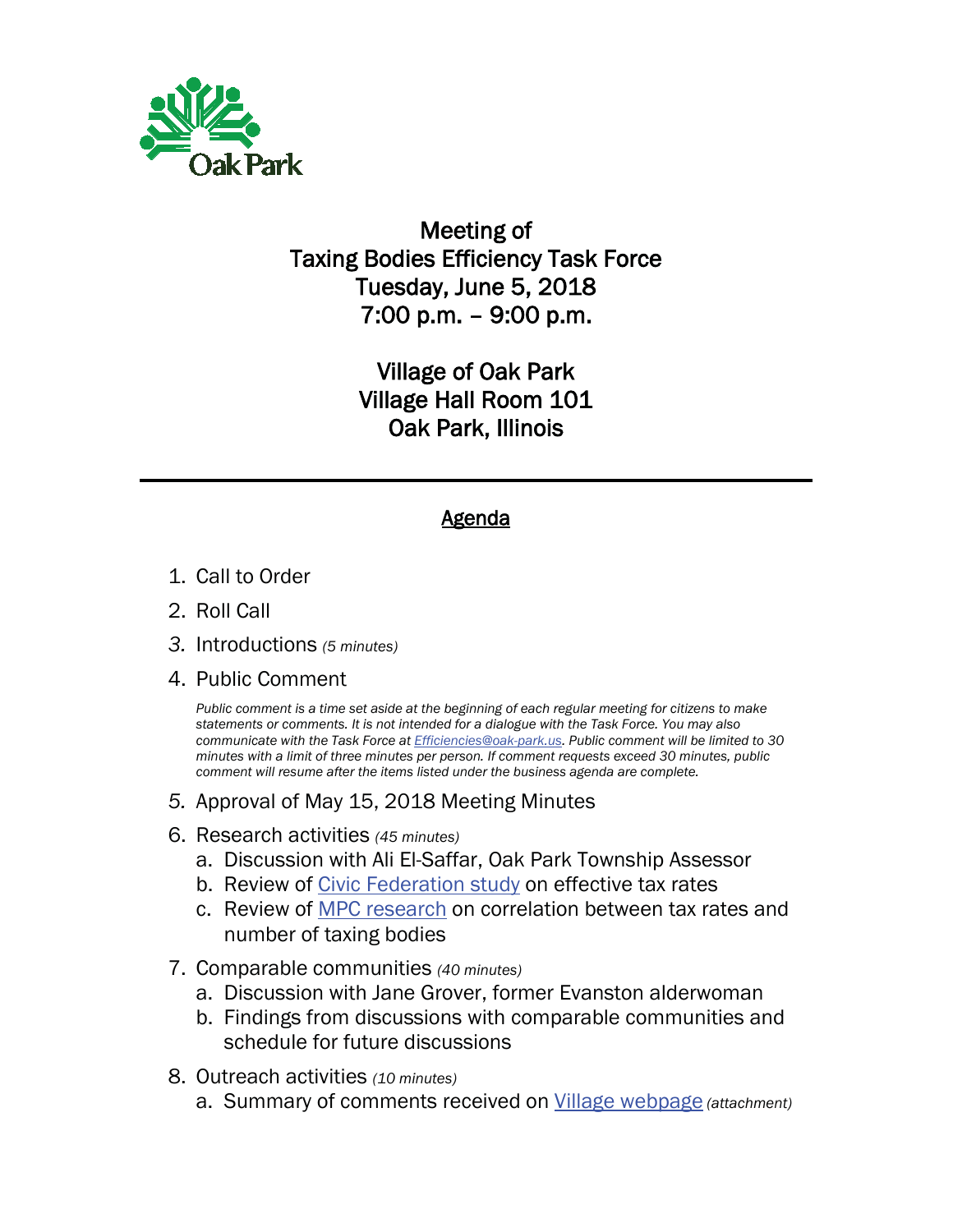Oak Park

# Meeting of
# Taxing Bodies Efficiency Task Force
# Tuesday, June 5, 2018
# 7:00 p.m. – 9:00 p.m.

## Village of Oak Park
## Village Hall Room 101
## Oak Park, Illinois

---

## Agenda

1. Call to Order
2. Roll Call
3. Introductions *(5 minutes)*
4. Public Comment

   *Public comment is a time set aside at the beginning of each regular meeting for citizens to make statements or comments. It is not intended for a dialogue with the Task Force. You may also communicate with the Task Force at Efficiencies@oak-park.us. Public comment will be limited to 30 minutes with a limit of three minutes per person. If comment requests exceed 30 minutes, public comment will resume after the items listed under the business agenda are complete.*

5. Approval of May 15, 2018 Meeting Minutes
6. Research activities *(45 minutes)*
   a. Discussion with Ali El-Saffar, Oak Park Township Assessor
   b. Review of Civic Federation study on effective tax rates
   c. Review of MPC research on correlation between tax rates and number of taxing bodies
7. Comparable communities *(40 minutes)*
   a. Discussion with Jane Grover, former Evanston alderwoman
   b. Findings from discussions with comparable communities and schedule for future discussions
8. Outreach activities *(10 minutes)*
   a. Summary of comments received on Village webpage *(attachment)*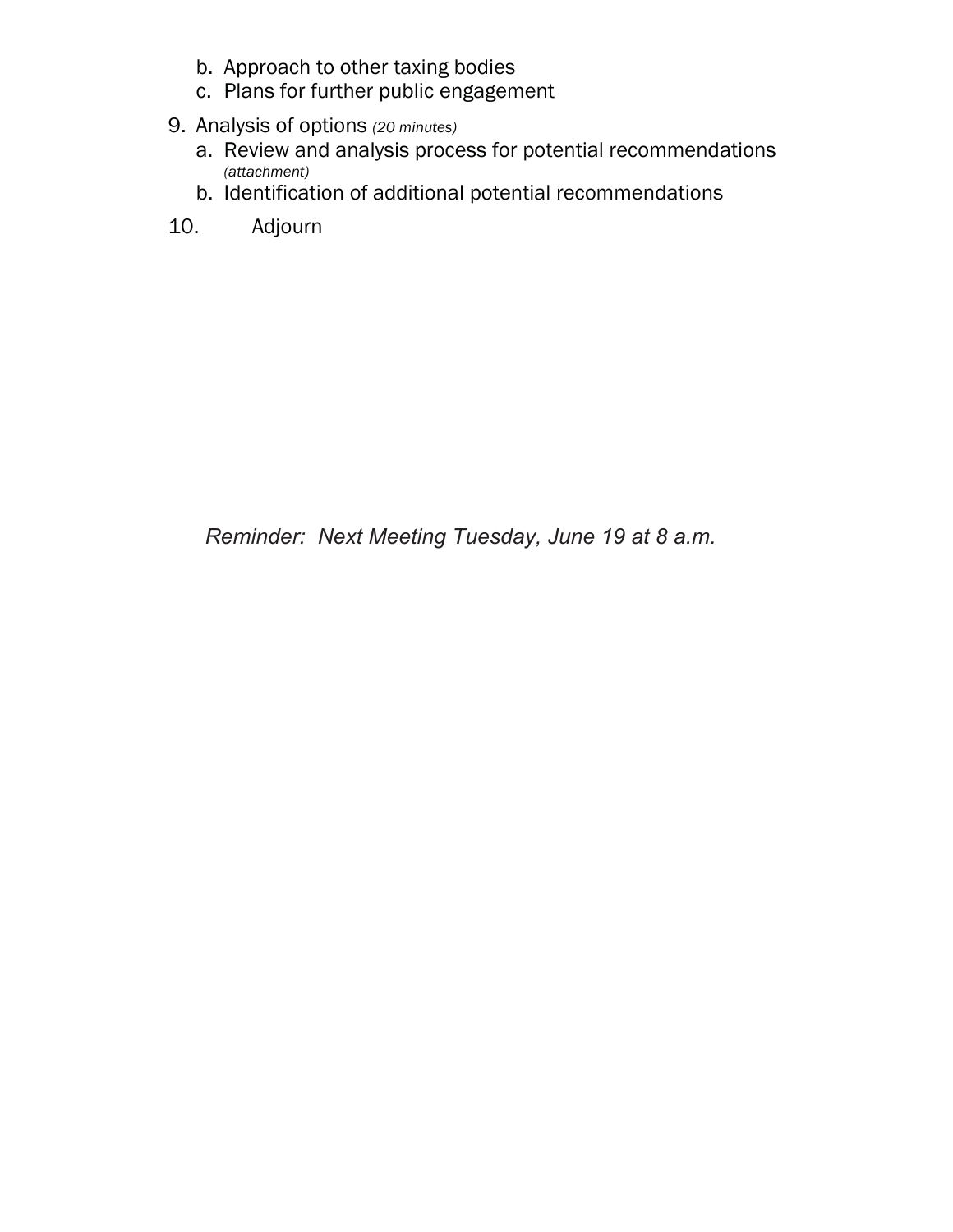b. Approach to other taxing bodies
   c. Plans for further public engagement

9. Analysis of options *(20 minutes)*
   a. Review and analysis process for potential recommendations *(attachment)*
   b. Identification of additional potential recommendations

10. Adjourn

*Reminder: Next Meeting Tuesday, June 19 at 8 a.m.*